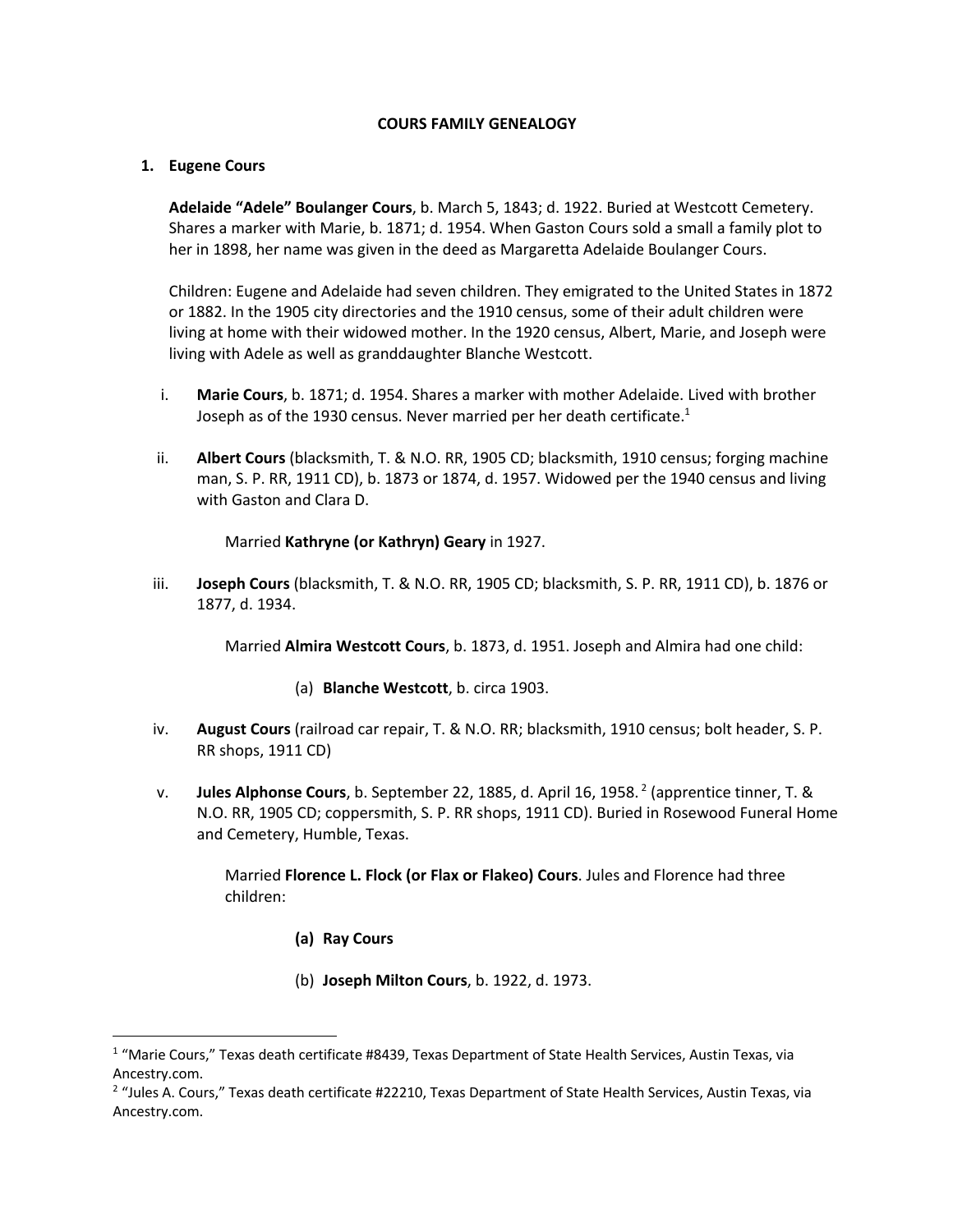**COURS FAMILY GENEALOGY**

1. **Eugene Cours**

   **Adelaide "Adele" Boulanger Cours**, b. March 5, 1843; d. 1922. Buried at Westcott Cemetery. Shares a marker with Marie, b. 1871; d. 1954. When Gaston Cours sold a small a family plot to her in 1898, her name was given in the deed as Margaretta Adelaide Boulanger Cours.

   Children: Eugene and Adelaide had seven children. They emigrated to the United States in 1872 or 1882. In the 1905 city directories and the 1910 census, some of their adult children were living at home with their widowed mother. In the 1920 census, Albert, Marie, and Joseph were living with Adele as well as granddaughter Blanche Westcott.

   i. **Marie Cours**, b. 1871; d. 1954. Shares a marker with mother Adelaide. Lived with brother Joseph as of the 1930 census. Never married per her death certificate.[1]

   ii. **Albert Cours** (blacksmith, T. & N.O. RR, 1905 CD; blacksmith, 1910 census; forging machine man, S. P. RR, 1911 CD), b. 1873 or 1874, d. 1957. Widowed per the 1940 census and living with Gaston and Clara D.

      Married **Kathryne (or Kathryn) Geary** in 1927.

   iii. **Joseph Cours** (blacksmith, T. & N.O. RR, 1905 CD; blacksmith, S. P. RR, 1911 CD), b. 1876 or 1877, d. 1934.

      Married **Almira Westcott Cours**, b. 1873, d. 1951. Joseph and Almira had one child:

      (a) **Blanche Westcott**, b. circa 1903.

   iv. **August Cours** (railroad car repair, T. & N.O. RR; blacksmith, 1910 census; bolt header, S. P. RR shops, 1911 CD)

   v. **Jules Alphonse Cours**, b. September 22, 1885, d. April 16, 1958.[2] (apprentice tinner, T. & N.O. RR, 1905 CD; coppersmith, S. P. RR shops, 1911 CD). Buried in Rosewood Funeral Home and Cemetery, Humble, Texas.

      Married **Florence L. Flock (or Flax or Flakeo) Cours**. Jules and Florence had three children:

      **(a) Ray Cours**

      (b) **Joseph Milton Cours**, b. 1922, d. 1973.

---

[1] "Marie Cours," Texas death certificate #8439, Texas Department of State Health Services, Austin Texas, via Ancestry.com.

[2] "Jules A. Cours," Texas death certificate #22210, Texas Department of State Health Services, Austin Texas, via Ancestry.com.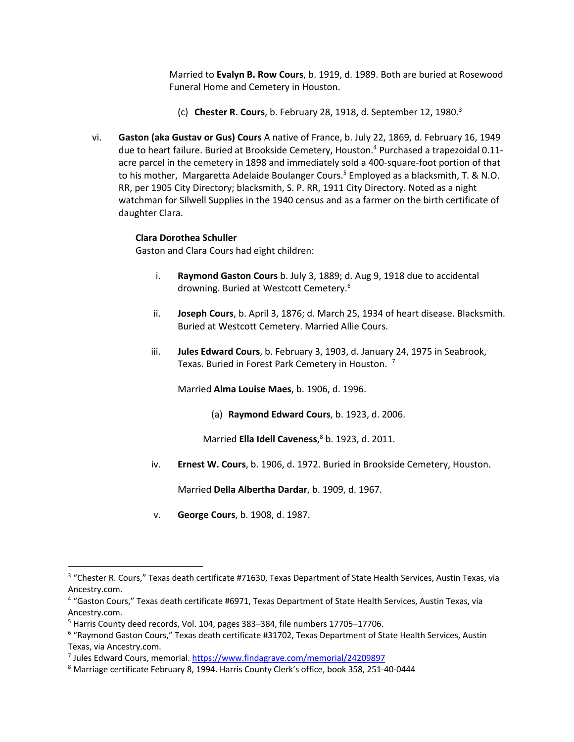Married to **Evalyn B. Row Cours**, b. 1919, d. 1989. Both are buried at Rosewood Funeral Home and Cemetery in Houston.

(c) **Chester R. Cours**, b. February 28, 1918, d. September 12, 1980.[3]

vi. **Gaston (aka Gustav or Gus) Cours** A native of France, b. July 22, 1869, d. February 16, 1949 due to heart failure. Buried at Brookside Cemetery, Houston.[4] Purchased a trapezoidal 0.11-acre parcel in the cemetery in 1898 and immediately sold a 400-square-foot portion of that to his mother, Margaretta Adelaide Boulanger Cours.[5] Employed as a blacksmith, T. & N.O. RR, per 1905 City Directory; blacksmith, S. P. RR, 1911 City Directory. Noted as a night watchman for Silwell Supplies in the 1940 census and as a farmer on the birth certificate of daughter Clara.

**Clara Dorothea Schuller**

Gaston and Clara Cours had eight children:

i. **Raymond Gaston Cours** b. July 3, 1889; d. Aug 9, 1918 due to accidental drowning. Buried at Westcott Cemetery.[6]

ii. **Joseph Cours**, b. April 3, 1876; d. March 25, 1934 of heart disease. Blacksmith. Buried at Westcott Cemetery. Married Allie Cours.

iii. **Jules Edward Cours**, b. February 3, 1903, d. January 24, 1975 in Seabrook, Texas. Buried in Forest Park Cemetery in Houston.[7]

Married **Alma Louise Maes**, b. 1906, d. 1996.

(a) **Raymond Edward Cours**, b. 1923, d. 2006.

Married **Ella Idell Caveness**,[8] b. 1923, d. 2011.

iv. **Ernest W. Cours**, b. 1906, d. 1972. Buried in Brookside Cemetery, Houston.

Married **Della Albertha Dardar**, b. 1909, d. 1967.

v. **George Cours**, b. 1908, d. 1987.

---

[3] "Chester R. Cours," Texas death certificate #71630, Texas Department of State Health Services, Austin Texas, via Ancestry.com.

[4] "Gaston Cours," Texas death certificate #6971, Texas Department of State Health Services, Austin Texas, via Ancestry.com.

[5] Harris County deed records, Vol. 104, pages 383–384, file numbers 17705–17706.

[6] "Raymond Gaston Cours," Texas death certificate #31702, Texas Department of State Health Services, Austin Texas, via Ancestry.com.

[7] Jules Edward Cours, memorial. https://www.findagrave.com/memorial/24209897

[8] Marriage certificate February 8, 1994. Harris County Clerk's office, book 358, 251-40-0444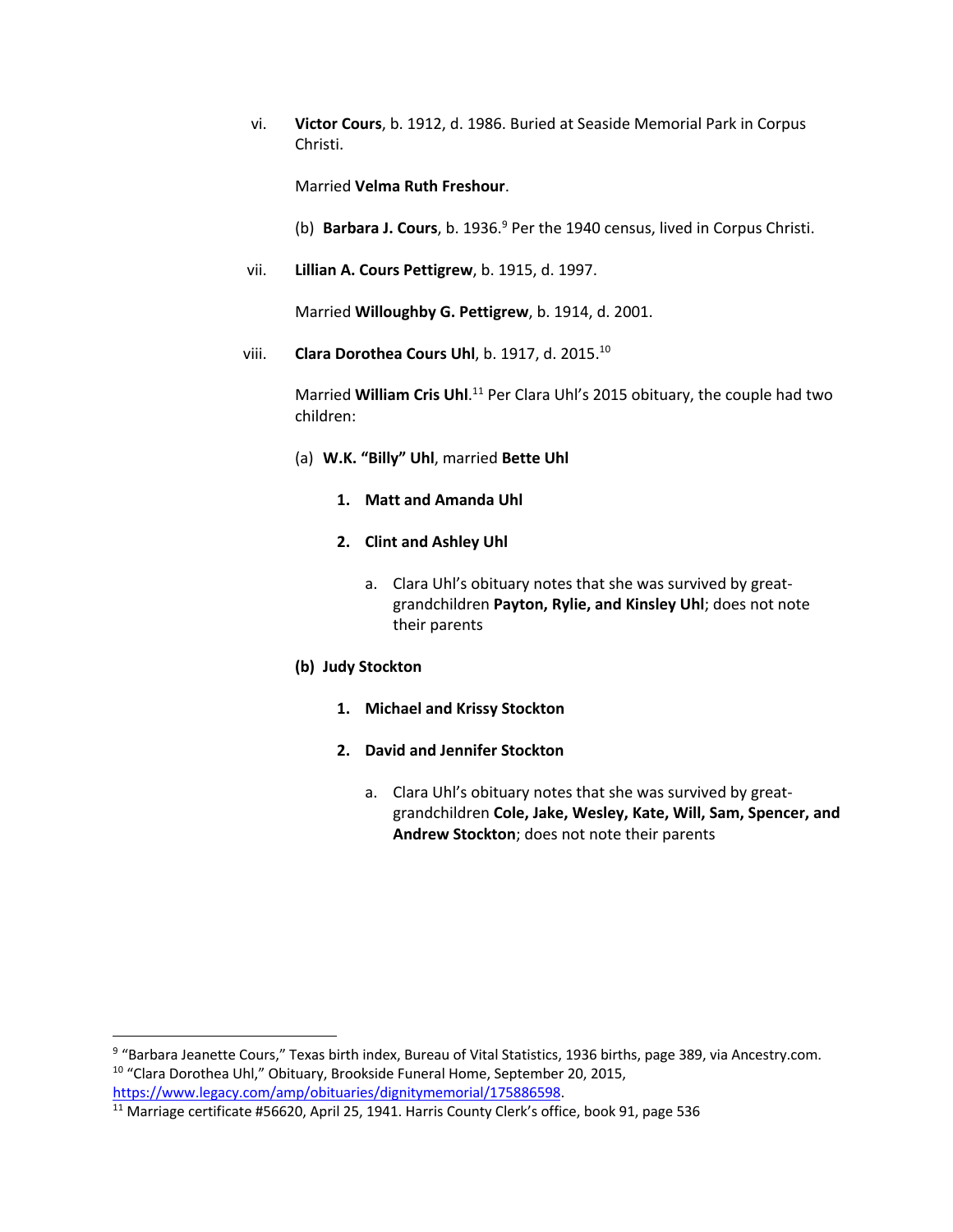vi. **Victor Cours**, b. 1912, d. 1986. Buried at Seaside Memorial Park in Corpus Christi.

Married **Velma Ruth Freshour**.

(b) **Barbara J. Cours**, b. 1936.[9] Per the 1940 census, lived in Corpus Christi.

vii. **Lillian A. Cours Pettigrew**, b. 1915, d. 1997.

Married **Willoughby G. Pettigrew**, b. 1914, d. 2001.

viii. **Clara Dorothea Cours Uhl**, b. 1917, d. 2015.[10]

Married **William Cris Uhl**.[11] Per Clara Uhl's 2015 obituary, the couple had two children:

(a) **W.K. "Billy" Uhl**, married **Bette Uhl**

1. **Matt and Amanda Uhl**
2. **Clint and Ashley Uhl**
    a. Clara Uhl's obituary notes that she was survived by great-grandchildren **Payton, Rylie, and Kinsley Uhl**; does not note their parents

**(b) Judy Stockton**

1. **Michael and Krissy Stockton**
2. **David and Jennifer Stockton**
    a. Clara Uhl's obituary notes that she was survived by great-grandchildren **Cole, Jake, Wesley, Kate, Will, Sam, Spencer, and Andrew Stockton**; does not note their parents

---

[9] "Barbara Jeanette Cours," Texas birth index, Bureau of Vital Statistics, 1936 births, page 389, via Ancestry.com.

[10] "Clara Dorothea Uhl," Obituary, Brookside Funeral Home, September 20, 2015, https://www.legacy.com/amp/obituaries/dignitymemorial/175886598.

[11] Marriage certificate #56620, April 25, 1941. Harris County Clerk's office, book 91, page 536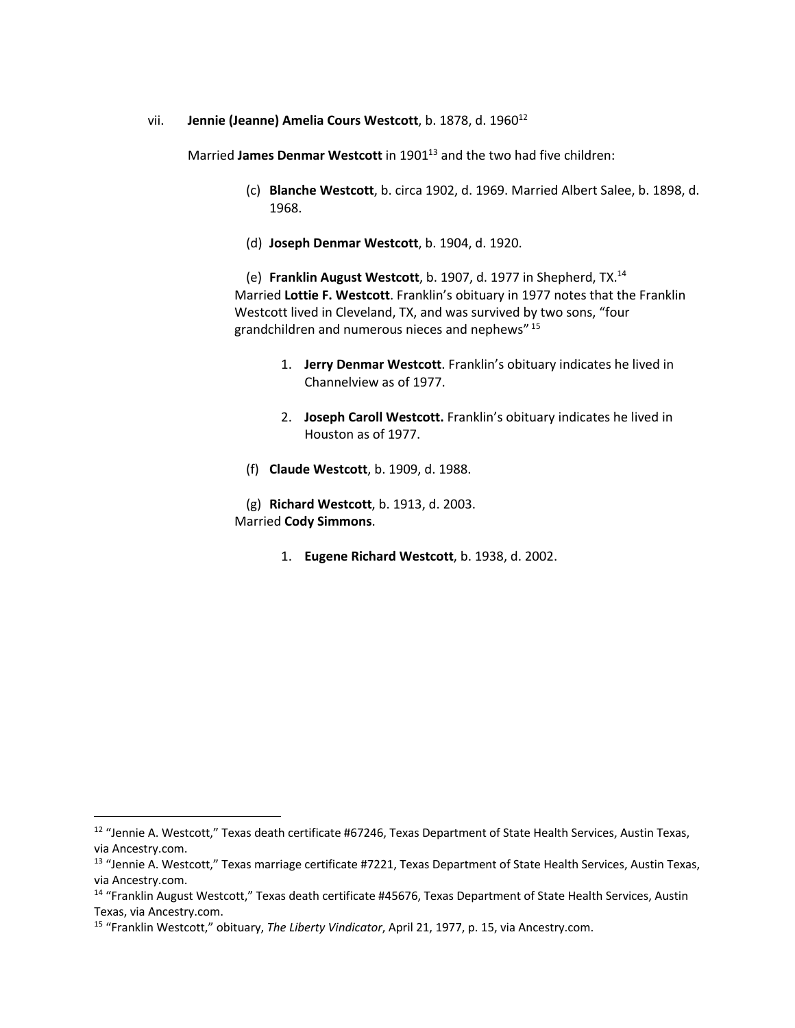vii. **Jennie (Jeanne) Amelia Cours Westcott**, b. 1878, d. 1960[12]

Married **James Denmar Westcott** in 1901[13] and the two had five children:

(c) **Blanche Westcott**, b. circa 1902, d. 1969. Married Albert Salee, b. 1898, d. 1968.

(d) **Joseph Denmar Westcott**, b. 1904, d. 1920.

(e) **Franklin August Westcott**, b. 1907, d. 1977 in Shepherd, TX.[14]
Married **Lottie F. Westcott**. Franklin's obituary in 1977 notes that the Franklin Westcott lived in Cleveland, TX, and was survived by two sons, "four grandchildren and numerous nieces and nephews"[15]

1. **Jerry Denmar Westcott**. Franklin's obituary indicates he lived in Channelview as of 1977.

2. **Joseph Caroll Westcott.** Franklin's obituary indicates he lived in Houston as of 1977.

(f) **Claude Westcott**, b. 1909, d. 1988.

(g) **Richard Westcott**, b. 1913, d. 2003.
Married **Cody Simmons**.

1. **Eugene Richard Westcott**, b. 1938, d. 2002.

---

[12] "Jennie A. Westcott," Texas death certificate #67246, Texas Department of State Health Services, Austin Texas, via Ancestry.com.

[13] "Jennie A. Westcott," Texas marriage certificate #7221, Texas Department of State Health Services, Austin Texas, via Ancestry.com.

[14] "Franklin August Westcott," Texas death certificate #45676, Texas Department of State Health Services, Austin Texas, via Ancestry.com.

[15] "Franklin Westcott," obituary, *The Liberty Vindicator*, April 21, 1977, p. 15, via Ancestry.com.